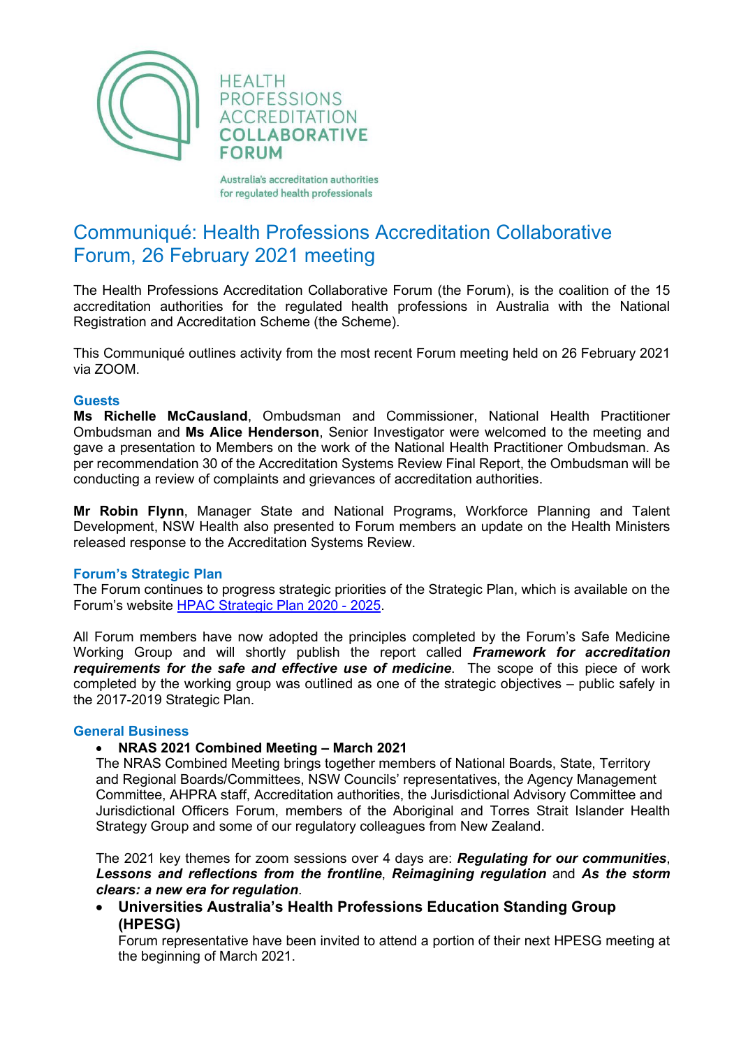HEALTH PROFESSIONS ACCREDITATION COLLABORATIVE FORUM

Australia's accreditation authorities for regulated health professionals

# Communiqué: Health Professions Accreditation Collaborative Forum, 26 February 2021 meeting

The Health Professions Accreditation Collaborative Forum (the Forum), is the coalition of the 15 accreditation authorities for the regulated health professions in Australia with the National Registration and Accreditation Scheme (the Scheme).

This Communiqué outlines activity from the most recent Forum meeting held on 26 February 2021 via ZOOM.

## Guests

**Ms Richelle McCausland**, Ombudsman and Commissioner, National Health Practitioner Ombudsman and **Ms Alice Henderson**, Senior Investigator were welcomed to the meeting and gave a presentation to Members on the work of the National Health Practitioner Ombudsman. As per recommendation 30 of the Accreditation Systems Review Final Report, the Ombudsman will be conducting a review of complaints and grievances of accreditation authorities.

**Mr Robin Flynn**, Manager State and National Programs, Workforce Planning and Talent Development, NSW Health also presented to Forum members an update on the Health Ministers released response to the Accreditation Systems Review.

## Forum's Strategic Plan

The Forum continues to progress strategic priorities of the Strategic Plan, which is available on the Forum's website [HPAC Strategic Plan 2020 - 2025](#).

All Forum members have now adopted the principles completed by the Forum's Safe Medicine Working Group and will shortly publish the report called ***Framework for accreditation requirements for the safe and effective use of medicine***. The scope of this piece of work completed by the working group was outlined as one of the strategic objectives – public safely in the 2017-2019 Strategic Plan.

## General Business

- **NRAS 2021 Combined Meeting – March 2021**

  The NRAS Combined Meeting brings together members of National Boards, State, Territory and Regional Boards/Committees, NSW Councils' representatives, the Agency Management Committee, AHPRA staff, Accreditation authorities, the Jurisdictional Advisory Committee and Jurisdictional Officers Forum, members of the Aboriginal and Torres Strait Islander Health Strategy Group and some of our regulatory colleagues from New Zealand.

  The 2021 key themes for zoom sessions over 4 days are: ***Regulating for our communities***, ***Lessons and reflections from the frontline***, ***Reimagining regulation*** and ***As the storm clears: a new era for regulation***.

- **Universities Australia's Health Professions Education Standing Group (HPESG)**

  Forum representative have been invited to attend a portion of their next HPESG meeting at the beginning of March 2021.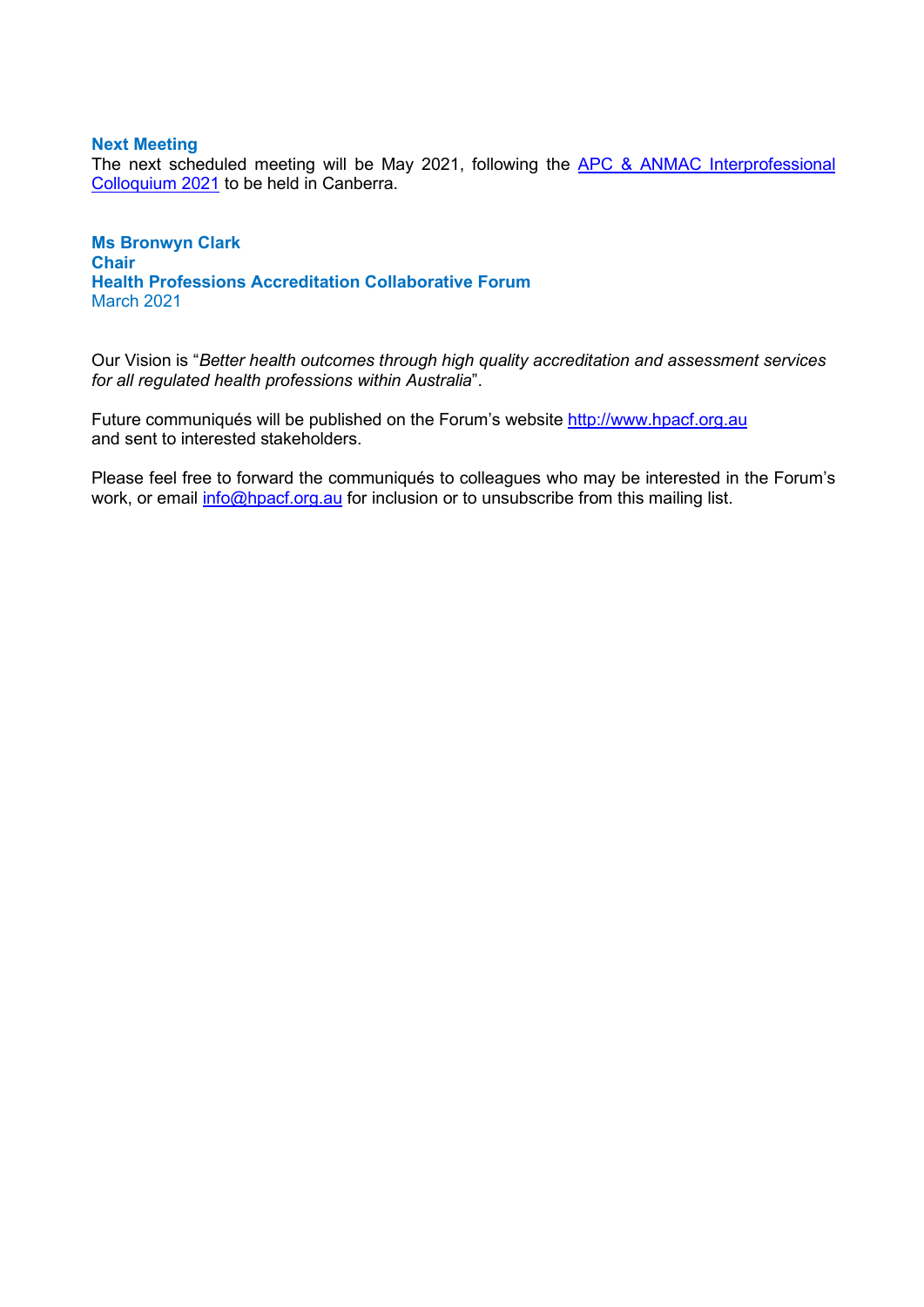**Next Meeting**
The next scheduled meeting will be May 2021, following the [APC & ANMAC Interprofessional Colloquium 2021](#) to be held in Canberra.

**Ms Bronwyn Clark**
**Chair**
**Health Professions Accreditation Collaborative Forum**
March 2021

Our Vision is "*Better health outcomes through high quality accreditation and assessment services for all regulated health professions within Australia*".

Future communiqués will be published on the Forum's website [http://www.hpacf.org.au](http://www.hpacf.org.au) and sent to interested stakeholders.

Please feel free to forward the communiqués to colleagues who may be interested in the Forum's work, or email [info@hpacf.org.au](mailto:info@hpacf.org.au) for inclusion or to unsubscribe from this mailing list.